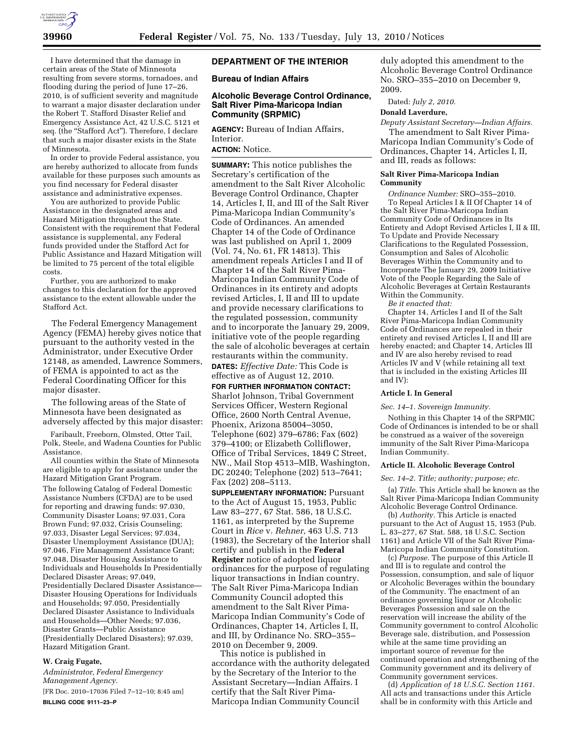I have determined that the damage in certain areas of the State of Minnesota resulting from severe storms, tornadoes, and flooding during the period of June 17–26, 2010, is of sufficient severity and magnitude to warrant a major disaster declaration under the Robert T. Stafford Disaster Relief and Emergency Assistance Act, 42 U.S.C. 5121 et seq. (the "Stafford Act"). Therefore, I declare that such a major disaster exists in the State of Minnesota.

In order to provide Federal assistance, you are hereby authorized to allocate from funds available for these purposes such amounts as you find necessary for Federal disaster assistance and administrative expenses.

You are authorized to provide Public Assistance in the designated areas and Hazard Mitigation throughout the State. Consistent with the requirement that Federal assistance is supplemental, any Federal funds provided under the Stafford Act for Public Assistance and Hazard Mitigation will be limited to 75 percent of the total eligible costs.

Further, you are authorized to make changes to this declaration for the approved assistance to the extent allowable under the Stafford Act.

The Federal Emergency Management Agency (FEMA) hereby gives notice that pursuant to the authority vested in the Administrator, under Executive Order 12148, as amended, Lawrence Sommers, of FEMA is appointed to act as the Federal Coordinating Officer for this major disaster.

The following areas of the State of Minnesota have been designated as adversely affected by this major disaster:

Faribault, Freeborn, Olmsted, Otter Tail, Polk, Steele, and Wadena Counties for Public Assistance.

All counties within the State of Minnesota are eligible to apply for assistance under the Hazard Mitigation Grant Program.

The following Catalog of Federal Domestic Assistance Numbers (CFDA) are to be used for reporting and drawing funds: 97.030, Community Disaster Loans; 97.031, Cora Brown Fund; 97.032, Crisis Counseling; 97.033, Disaster Legal Services; 97.034, Disaster Unemployment Assistance (DUA); 97.046, Fire Management Assistance Grant; 97.048, Disaster Housing Assistance to Individuals and Households In Presidentially Declared Disaster Areas; 97.049, Presidentially Declared Disaster Assistance— Disaster Housing Operations for Individuals and Households; 97.050, Presidentially Declared Disaster Assistance to Individuals and Households—Other Needs; 97.036, Disaster Grants—Public Assistance (Presidentially Declared Disasters); 97.039, Hazard Mitigation Grant.

**W. Craig Fugate,**

*Administrator, Federal Emergency Management Agency.*

[FR Doc. 2010–17036 Filed 7–12–10; 8:45 am]

**BILLING CODE 9111–23–P**

## DEPARTMENT OF THE INTERIOR

### Bureau of Indian Affairs

### Alcoholic Beverage Control Ordinance, Salt River Pima-Maricopa Indian Community (SRPMIC)

**AGENCY:** Bureau of Indian Affairs, Interior.

**ACTION:** Notice.

**SUMMARY:** This notice publishes the Secretary's certification of the amendment to the Salt River Alcoholic Beverage Control Ordinance, Chapter 14, Articles I, II, and III of the Salt River Pima-Maricopa Indian Community's Code of Ordinances. An amended Chapter 14 of the Code of Ordinance was last published on April 1, 2009 (Vol. 74, No. 61, FR 14813). This amendment repeals Articles I and II of Chapter 14 of the Salt River Pima-Maricopa Indian Community Code of Ordinances in its entirety and adopts revised Articles, I, II and III to update and provide necessary clarifications to the regulated possession, community and to incorporate the January 29, 2009, initiative vote of the people regarding the sale of alcoholic beverages at certain restaurants within the community.

**DATES:** *Effective Date:* This Code is effective as of August 12, 2010.

**FOR FURTHER INFORMATION CONTACT:** Sharlot Johnson, Tribal Government Services Officer, Western Regional Office, 2600 North Central Avenue, Phoenix, Arizona 85004–3050, Telephone (602) 379–6786; Fax (602) 379–4100; or Elizabeth Colliflower, Office of Tribal Services, 1849 C Street, NW., Mail Stop 4513–MIB, Washington, DC 20240; Telephone (202) 513–7641; Fax (202) 208–5113.

**SUPPLEMENTARY INFORMATION:** Pursuant to the Act of August 15, 1953, Public Law 83–277, 67 Stat. 586, 18 U.S.C. 1161, as interpreted by the Supreme Court in *Rice* v. *Rehner,* 463 U.S. 713 (1983), the Secretary of the Interior shall certify and publish in the **Federal Register** notice of adopted liquor ordinances for the purpose of regulating liquor transactions in Indian country. The Salt River Pima-Maricopa Indian Community Council adopted this amendment to the Salt River Pima-Maricopa Indian Community's Code of Ordinances, Chapter 14, Articles I, II, and III, by Ordinance No. SRO–355–2010 on December 9, 2009.

This notice is published in accordance with the authority delegated by the Secretary of the Interior to the Assistant Secretary—Indian Affairs. I certify that the Salt River Pima-Maricopa Indian Community Council duly adopted this amendment to the Alcoholic Beverage Control Ordinance No. SRO–355–2010 on December 9, 2009.

Dated: *July 2, 2010.*

**Donald Laverdure,**

*Deputy Assistant Secretary—Indian Affairs.*

The amendment to Salt River Pima-Maricopa Indian Community's Code of Ordinances, Chapter 14, Articles I, II, and III, reads as follows:

#### Salt River Pima-Maricopa Indian Community

*Ordinance Number:* SRO–355–2010.

To Repeal Articles I & II Of Chapter 14 of the Salt River Pima-Maricopa Indian Community Code of Ordinances in Its Entirety and Adopt Revised Articles I, II & III, To Update and Provide Necessary Clarifications to the Regulated Possession, Consumption and Sales of Alcoholic Beverages Within the Community and to Incorporate The January 29, 2009 Initiative Vote of the People Regarding the Sale of Alcoholic Beverages at Certain Restaurants Within the Community.

*Be it enacted that:*

Chapter 14, Articles I and II of the Salt River Pima-Maricopa Indian Community Code of Ordinances are repealed in their entirety and revised Articles I, II and III are hereby enacted; and Chapter 14, Articles III and IV are also hereby revised to read Articles IV and V (while retaining all text that is included in the existing Articles III and IV):

#### Article I. In General

*Sec. 14–1. Sovereign Immunity.*

Nothing in this Chapter 14 of the SRPMIC Code of Ordinances is intended to be or shall be construed as a waiver of the sovereign immunity of the Salt River Pima-Maricopa Indian Community.

#### Article II. Alcoholic Beverage Control

*Sec. 14–2. Title; authority; purpose; etc.*

(a) *Title.* This Article shall be known as the Salt River Pima-Maricopa Indian Community Alcoholic Beverage Control Ordinance.

(b) *Authority.* This Article is enacted pursuant to the Act of August 15, 1953 (Pub. L. 83–277, 67 Stat. 588, 18 U.S.C. Section 1161) and Article VII of the Salt River Pima-Maricopa Indian Community Constitution.

(c) *Purpose.* The purpose of this Article II and III is to regulate and control the Possession, consumption, and sale of liquor or Alcoholic Beverages within the boundary of the Community. The enactment of an ordinance governing liquor or Alcoholic Beverages Possession and sale on the reservation will increase the ability of the Community government to control Alcoholic Beverage sale, distribution, and Possession while at the same time providing an important source of revenue for the continued operation and strengthening of the Community government and its delivery of Community government services.

(d) *Application of 18 U.S.C. Section 1161.* All acts and transactions under this Article shall be in conformity with this Article and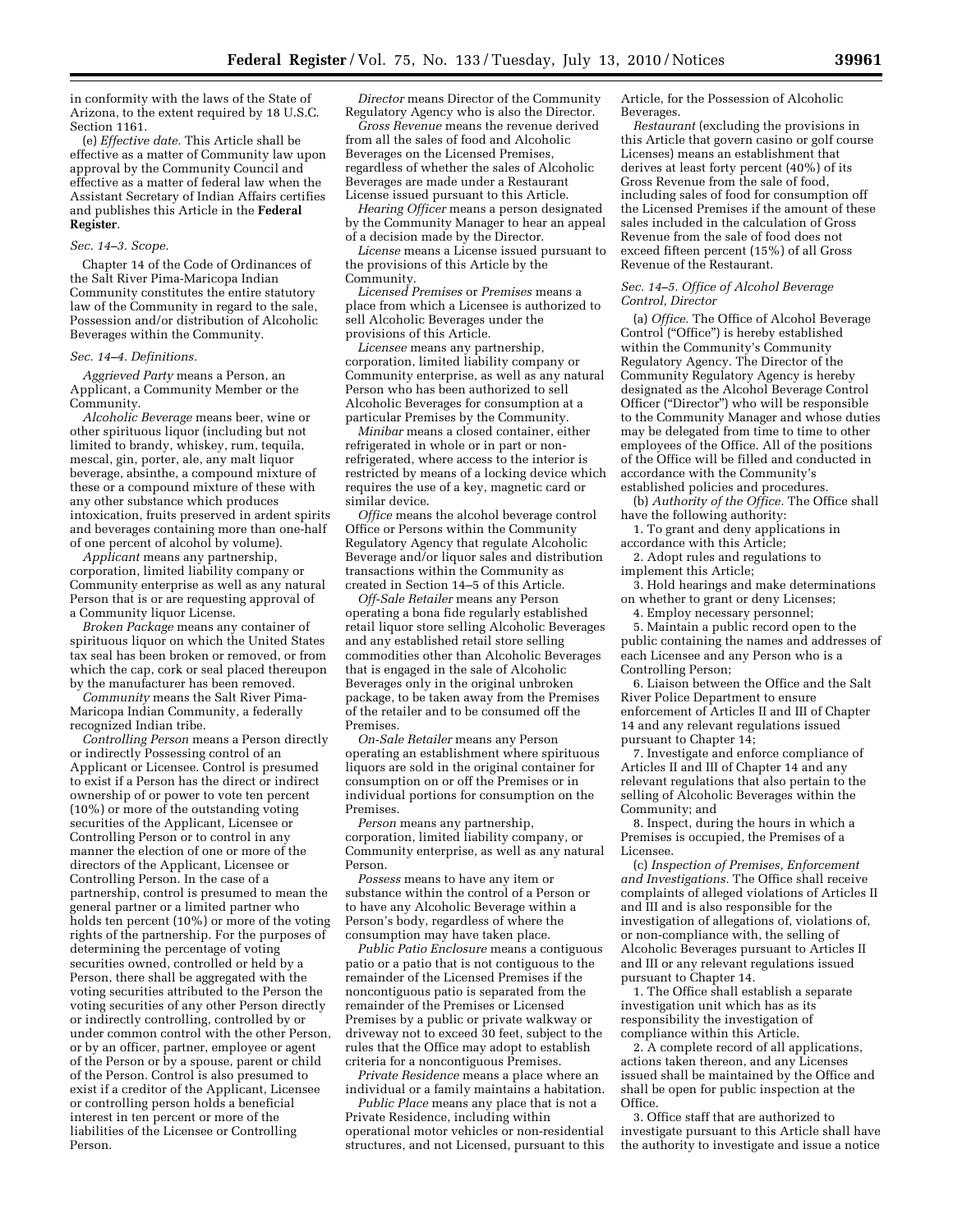in conformity with the laws of the State of Arizona, to the extent required by 18 U.S.C. Section 1161.

(e) *Effective date.* This Article shall be effective as a matter of Community law upon approval by the Community Council and effective as a matter of federal law when the Assistant Secretary of Indian Affairs certifies and publishes this Article in the **Federal Register**.

### *Sec. 14–3. Scope.*

Chapter 14 of the Code of Ordinances of the Salt River Pima-Maricopa Indian Community constitutes the entire statutory law of the Community in regard to the sale, Possession and/or distribution of Alcoholic Beverages within the Community.

### *Sec. 14–4. Definitions.*

*Aggrieved Party* means a Person, an Applicant, a Community Member or the Community.

*Alcoholic Beverage* means beer, wine or other spirituous liquor (including but not limited to brandy, whiskey, rum, tequila, mescal, gin, porter, ale, any malt liquor beverage, absinthe, a compound mixture of these or a compound mixture of these with any other substance which produces intoxication, fruits preserved in ardent spirits and beverages containing more than one-half of one percent of alcohol by volume).

*Applicant* means any partnership, corporation, limited liability company or Community enterprise as well as any natural Person that is or are requesting approval of a Community liquor License.

*Broken Package* means any container of spirituous liquor on which the United States tax seal has been broken or removed, or from which the cap, cork or seal placed thereupon by the manufacturer has been removed.

*Community* means the Salt River Pima-Maricopa Indian Community, a federally recognized Indian tribe.

*Controlling Person* means a Person directly or indirectly Possessing control of an Applicant or Licensee. Control is presumed to exist if a Person has the direct or indirect ownership of or power to vote ten percent (10%) or more of the outstanding voting securities of the Applicant, Licensee or Controlling Person or to control in any manner the election of one or more of the directors of the Applicant, Licensee or Controlling Person. In the case of a partnership, control is presumed to mean the general partner or a limited partner who holds ten percent (10%) or more of the voting rights of the partnership. For the purposes of determining the percentage of voting securities owned, controlled or held by a Person, there shall be aggregated with the voting securities attributed to the Person the voting securities of any other Person directly or indirectly controlling, controlled by or under common control with the other Person, or by an officer, partner, employee or agent of the Person or by a spouse, parent or child of the Person. Control is also presumed to exist if a creditor of the Applicant, Licensee or controlling person holds a beneficial interest in ten percent or more of the liabilities of the Licensee or Controlling Person.

*Director* means Director of the Community Regulatory Agency who is also the Director.

*Gross Revenue* means the revenue derived from all the sales of food and Alcoholic Beverages on the Licensed Premises, regardless of whether the sales of Alcoholic Beverages are made under a Restaurant License issued pursuant to this Article.

*Hearing Officer* means a person designated by the Community Manager to hear an appeal of a decision made by the Director.

*License* means a License issued pursuant to the provisions of this Article by the Community.

*Licensed Premises* or *Premises* means a place from which a Licensee is authorized to sell Alcoholic Beverages under the provisions of this Article.

*Licensee* means any partnership, corporation, limited liability company or Community enterprise, as well as any natural Person who has been authorized to sell Alcoholic Beverages for consumption at a particular Premises by the Community.

*Minibar* means a closed container, either refrigerated in whole or in part or non-refrigerated, where access to the interior is restricted by means of a locking device which requires the use of a key, magnetic card or similar device.

*Office* means the alcohol beverage control Office or Persons within the Community Regulatory Agency that regulate Alcoholic Beverage and/or liquor sales and distribution transactions within the Community as created in Section 14–5 of this Article.

*Off-Sale Retailer* means any Person operating a bona fide regularly established retail liquor store selling Alcoholic Beverages and any established retail store selling commodities other than Alcoholic Beverages that is engaged in the sale of Alcoholic Beverages only in the original unbroken package, to be taken away from the Premises of the retailer and to be consumed off the Premises.

*On-Sale Retailer* means any Person operating an establishment where spirituous liquors are sold in the original container for consumption on or off the Premises or in individual portions for consumption on the Premises.

*Person* means any partnership, corporation, limited liability company, or Community enterprise, as well as any natural Person.

*Possess* means to have any item or substance within the control of a Person or to have any Alcoholic Beverage within a Person's body, regardless of where the consumption may have taken place.

*Public Patio Enclosure* means a contiguous patio or a patio that is not contiguous to the remainder of the Licensed Premises if the noncontiguous patio is separated from the remainder of the Premises or Licensed Premises by a public or private walkway or driveway not to exceed 30 feet, subject to the rules that the Office may adopt to establish criteria for a noncontiguous Premises.

*Private Residence* means a place where an individual or a family maintains a habitation.

*Public Place* means any place that is not a Private Residence, including within operational motor vehicles or non-residential structures, and not Licensed, pursuant to this Article, for the Possession of Alcoholic Beverages.

*Restaurant* (excluding the provisions in this Article that govern casino or golf course Licenses) means an establishment that derives at least forty percent (40%) of its Gross Revenue from the sale of food, including sales of food for consumption off the Licensed Premises if the amount of these sales included in the calculation of Gross Revenue from the sale of food does not exceed fifteen percent (15%) of all Gross Revenue of the Restaurant.

### *Sec. 14–5. Office of Alcohol Beverage Control, Director*

(a) *Office.* The Office of Alcohol Beverage Control ("Office") is hereby established within the Community's Community Regulatory Agency. The Director of the Community Regulatory Agency is hereby designated as the Alcohol Beverage Control Officer ("Director") who will be responsible to the Community Manager and whose duties may be delegated from time to time to other employees of the Office. All of the positions of the Office will be filled and conducted in accordance with the Community's established policies and procedures.

(b) *Authority of the Office.* The Office shall have the following authority:

1. To grant and deny applications in accordance with this Article;

2. Adopt rules and regulations to implement this Article;

3. Hold hearings and make determinations on whether to grant or deny Licenses;

4. Employ necessary personnel;

5. Maintain a public record open to the public containing the names and addresses of each Licensee and any Person who is a Controlling Person;

6. Liaison between the Office and the Salt River Police Department to ensure enforcement of Articles II and III of Chapter 14 and any relevant regulations issued pursuant to Chapter 14;

7. Investigate and enforce compliance of Articles II and III of Chapter 14 and any relevant regulations that also pertain to the selling of Alcoholic Beverages within the Community; and

8. Inspect, during the hours in which a Premises is occupied, the Premises of a Licensee.

(c) *Inspection of Premises, Enforcement and Investigations.* The Office shall receive complaints of alleged violations of Articles II and III and is also responsible for the investigation of allegations of, violations of, or non-compliance with, the selling of Alcoholic Beverages pursuant to Articles II and III or any relevant regulations issued pursuant to Chapter 14.

1. The Office shall establish a separate investigation unit which has as its responsibility the investigation of compliance within this Article.

2. A complete record of all applications, actions taken thereon, and any Licenses issued shall be maintained by the Office and shall be open for public inspection at the Office.

3. Office staff that are authorized to investigate pursuant to this Article shall have the authority to investigate and issue a notice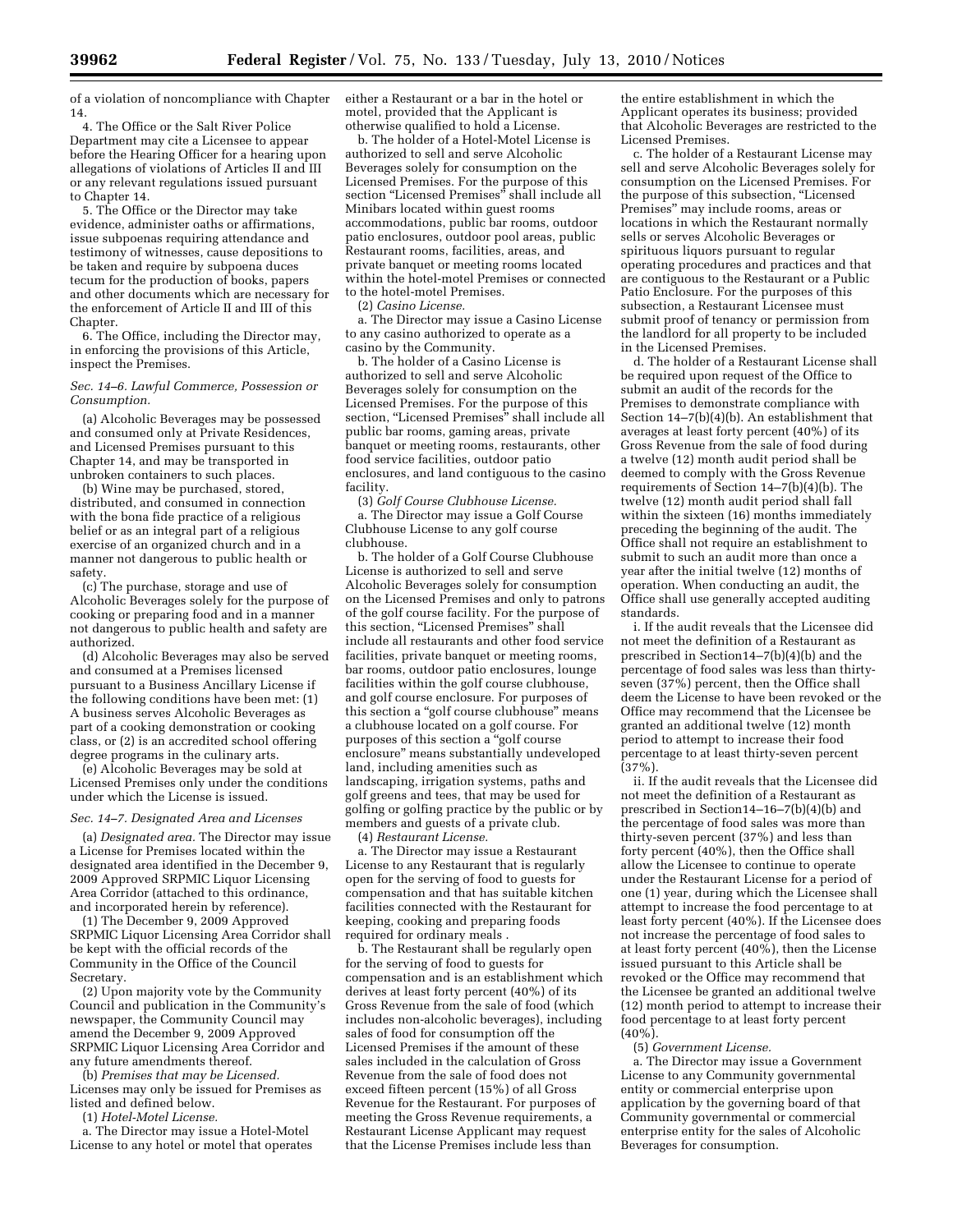of a violation of noncompliance with Chapter 14.

4. The Office or the Salt River Police Department may cite a Licensee to appear before the Hearing Officer for a hearing upon allegations of violations of Articles II and III or any relevant regulations issued pursuant to Chapter 14.

5. The Office or the Director may take evidence, administer oaths or affirmations, issue subpoenas requiring attendance and testimony of witnesses, cause depositions to be taken and require by subpoena duces tecum for the production of books, papers and other documents which are necessary for the enforcement of Article II and III of this Chapter.

6. The Office, including the Director may, in enforcing the provisions of this Article, inspect the Premises.

*Sec. 14–6. Lawful Commerce, Possession or Consumption.*

(a) Alcoholic Beverages may be possessed and consumed only at Private Residences, and Licensed Premises pursuant to this Chapter 14, and may be transported in unbroken containers to such places.

(b) Wine may be purchased, stored, distributed, and consumed in connection with the bona fide practice of a religious belief or as an integral part of a religious exercise of an organized church and in a manner not dangerous to public health or safety.

(c) The purchase, storage and use of Alcoholic Beverages solely for the purpose of cooking or preparing food and in a manner not dangerous to public health and safety are authorized.

(d) Alcoholic Beverages may also be served and consumed at a Premises licensed pursuant to a Business Ancillary License if the following conditions have been met: (1) A business serves Alcoholic Beverages as part of a cooking demonstration or cooking class, or (2) is an accredited school offering degree programs in the culinary arts.

(e) Alcoholic Beverages may be sold at Licensed Premises only under the conditions under which the License is issued.

*Sec. 14–7. Designated Area and Licenses*

(a) *Designated area.* The Director may issue a License for Premises located within the designated area identified in the December 9, 2009 Approved SRPMIC Liquor Licensing Area Corridor (attached to this ordinance, and incorporated herein by reference).

(1) The December 9, 2009 Approved SRPMIC Liquor Licensing Area Corridor shall be kept with the official records of the Community in the Office of the Council Secretary.

(2) Upon majority vote by the Community Council and publication in the Community's newspaper, the Community Council may amend the December 9, 2009 Approved SRPMIC Liquor Licensing Area Corridor and any future amendments thereof.

(b) *Premises that may be Licensed.* Licenses may only be issued for Premises as listed and defined below.

(1) *Hotel-Motel License.*

a. The Director may issue a Hotel-Motel License to any hotel or motel that operates either a Restaurant or a bar in the hotel or motel, provided that the Applicant is otherwise qualified to hold a License.

b. The holder of a Hotel-Motel License is authorized to sell and serve Alcoholic Beverages solely for consumption on the Licensed Premises. For the purpose of this section "Licensed Premises" shall include all Minibars located within guest rooms accommodations, public bar rooms, outdoor patio enclosures, outdoor pool areas, public Restaurant rooms, facilities, areas, and private banquet or meeting rooms located within the hotel-motel Premises or connected to the hotel-motel Premises.

(2) *Casino License.*

a. The Director may issue a Casino License to any casino authorized to operate as a casino by the Community.

b. The holder of a Casino License is authorized to sell and serve Alcoholic Beverages solely for consumption on the Licensed Premises. For the purpose of this section, "Licensed Premises" shall include all public bar rooms, gaming areas, private banquet or meeting rooms, restaurants, other food service facilities, outdoor patio enclosures, and land contiguous to the casino facility.

(3) *Golf Course Clubhouse License.*

a. The Director may issue a Golf Course Clubhouse License to any golf course clubhouse.

b. The holder of a Golf Course Clubhouse License is authorized to sell and serve Alcoholic Beverages solely for consumption on the Licensed Premises and only to patrons of the golf course facility. For the purpose of this section, "Licensed Premises" shall include all restaurants and other food service facilities, private banquet or meeting rooms, bar rooms, outdoor patio enclosures, lounge facilities within the golf course clubhouse, and golf course enclosure. For purposes of this section a "golf course clubhouse" means a clubhouse located on a golf course. For purposes of this section a "golf course enclosure" means substantially undeveloped land, including amenities such as landscaping, irrigation systems, paths and golf greens and tees, that may be used for golfing or golfing practice by the public or by members and guests of a private club.

(4) *Restaurant License.*

a. The Director may issue a Restaurant License to any Restaurant that is regularly open for the serving of food to guests for compensation and that has suitable kitchen facilities connected with the Restaurant for keeping, cooking and preparing foods required for ordinary meals .

b. The Restaurant shall be regularly open for the serving of food to guests for compensation and is an establishment which derives at least forty percent (40%) of its Gross Revenue from the sale of food (which includes non-alcoholic beverages), including sales of food for consumption off the Licensed Premises if the amount of these sales included in the calculation of Gross Revenue from the sale of food does not exceed fifteen percent (15%) of all Gross Revenue for the Restaurant. For purposes of meeting the Gross Revenue requirements, a Restaurant License Applicant may request that the License Premises include less than the entire establishment in which the Applicant operates its business; provided that Alcoholic Beverages are restricted to the Licensed Premises.

c. The holder of a Restaurant License may sell and serve Alcoholic Beverages solely for consumption on the Licensed Premises. For the purpose of this subsection, "Licensed Premises" may include rooms, areas or locations in which the Restaurant normally sells or serves Alcoholic Beverages or spirituous liquors pursuant to regular operating procedures and practices and that are contiguous to the Restaurant or a Public Patio Enclosure. For the purposes of this subsection, a Restaurant Licensee must submit proof of tenancy or permission from the landlord for all property to be included in the Licensed Premises.

d. The holder of a Restaurant License shall be required upon request of the Office to submit an audit of the records for the Premises to demonstrate compliance with Section 14–7(b)(4)(b). An establishment that averages at least forty percent (40%) of its Gross Revenue from the sale of food during a twelve (12) month audit period shall be deemed to comply with the Gross Revenue requirements of Section 14–7(b)(4)(b). The twelve (12) month audit period shall fall within the sixteen (16) months immediately preceding the beginning of the audit. The Office shall not require an establishment to submit to such an audit more than once a year after the initial twelve (12) months of operation. When conducting an audit, the Office shall use generally accepted auditing standards.

i. If the audit reveals that the Licensee did not meet the definition of a Restaurant as prescribed in Section14–7(b)(4)(b) and the percentage of food sales was less than thirty-seven (37%) percent, then the Office shall deem the License to have been revoked or the Office may recommend that the Licensee be granted an additional twelve (12) month period to attempt to increase their food percentage to at least thirty-seven percent (37%).

ii. If the audit reveals that the Licensee did not meet the definition of a Restaurant as prescribed in Section14–16–7(b)(4)(b) and the percentage of food sales was more than thirty-seven percent (37%) and less than forty percent (40%), then the Office shall allow the Licensee to continue to operate under the Restaurant License for a period of one (1) year, during which the Licensee shall attempt to increase the food percentage to at least forty percent (40%). If the Licensee does not increase the percentage of food sales to at least forty percent (40%), then the License issued pursuant to this Article shall be revoked or the Office may recommend that the Licensee be granted an additional twelve (12) month period to attempt to increase their food percentage to at least forty percent (40%).

(5) *Government License.*

a. The Director may issue a Government License to any Community governmental entity or commercial enterprise upon application by the governing board of that Community governmental or commercial enterprise entity for the sales of Alcoholic Beverages for consumption.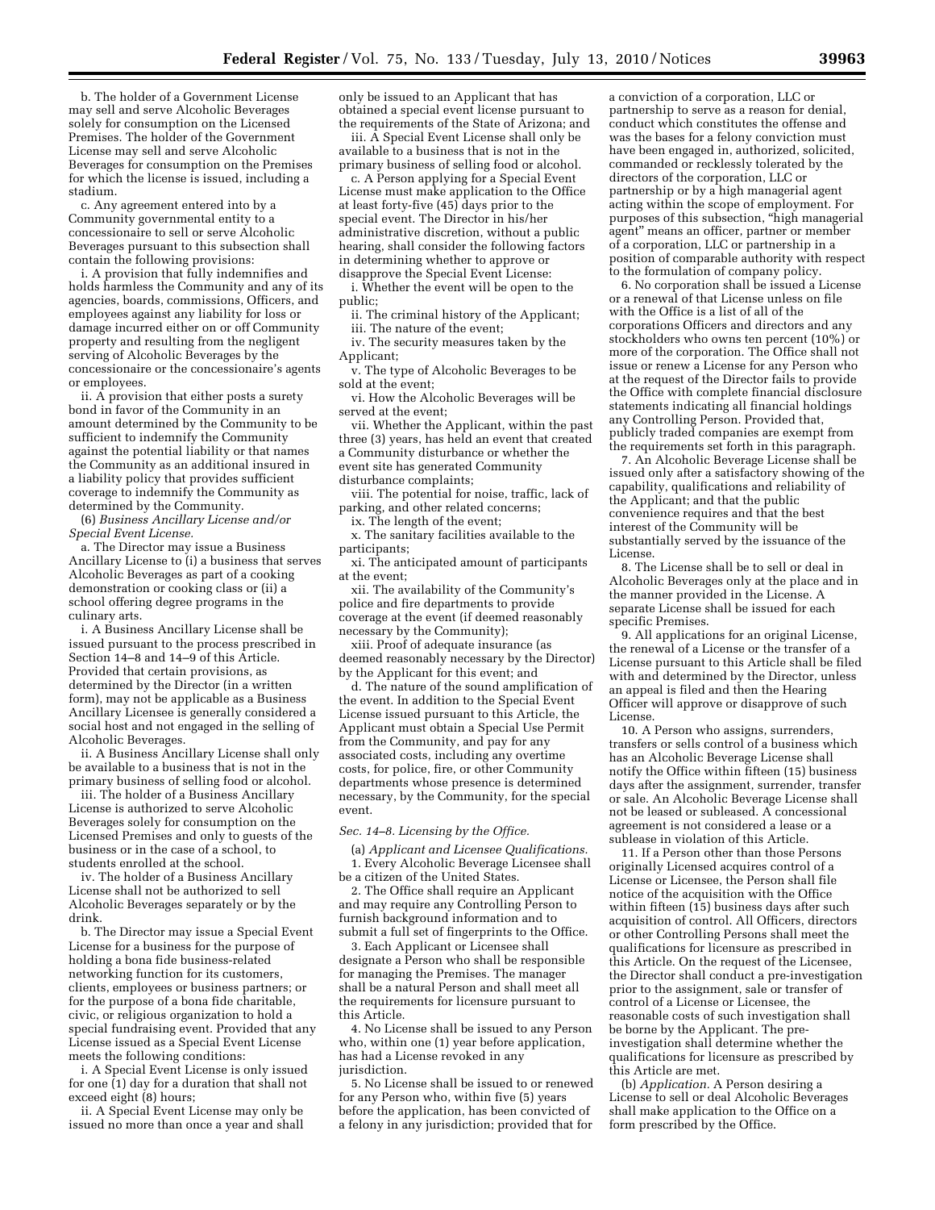b. The holder of a Government License may sell and serve Alcoholic Beverages solely for consumption on the Licensed Premises. The holder of the Government License may sell and serve Alcoholic Beverages for consumption on the Premises for which the license is issued, including a stadium.

c. Any agreement entered into by a Community governmental entity to a concessionaire to sell or serve Alcoholic Beverages pursuant to this subsection shall contain the following provisions:

i. A provision that fully indemnifies and holds harmless the Community and any of its agencies, boards, commissions, Officers, and employees against any liability for loss or damage incurred either on or off Community property and resulting from the negligent serving of Alcoholic Beverages by the concessionaire or the concessionaire's agents or employees.

ii. A provision that either posts a surety bond in favor of the Community in an amount determined by the Community to be sufficient to indemnify the Community against the potential liability or that names the Community as an additional insured in a liability policy that provides sufficient coverage to indemnify the Community as determined by the Community.

(6) *Business Ancillary License and/or Special Event License.*

a. The Director may issue a Business Ancillary License to (i) a business that serves Alcoholic Beverages as part of a cooking demonstration or cooking class or (ii) a school offering degree programs in the culinary arts.

i. A Business Ancillary License shall be issued pursuant to the process prescribed in Section 14–8 and 14–9 of this Article. Provided that certain provisions, as determined by the Director (in a written form), may not be applicable as a Business Ancillary Licensee is generally considered a social host and not engaged in the selling of Alcoholic Beverages.

ii. A Business Ancillary License shall only be available to a business that is not in the primary business of selling food or alcohol.

iii. The holder of a Business Ancillary License is authorized to serve Alcoholic Beverages solely for consumption on the Licensed Premises and only to guests of the business or in the case of a school, to students enrolled at the school.

iv. The holder of a Business Ancillary License shall not be authorized to sell Alcoholic Beverages separately or by the drink.

b. The Director may issue a Special Event License for a business for the purpose of holding a bona fide business-related networking function for its customers, clients, employees or business partners; or for the purpose of a bona fide charitable, civic, or religious organization to hold a special fundraising event. Provided that any License issued as a Special Event License meets the following conditions:

i. A Special Event License is only issued for one (1) day for a duration that shall not exceed eight (8) hours;

ii. A Special Event License may only be issued no more than once a year and shall only be issued to an Applicant that has obtained a special event license pursuant to the requirements of the State of Arizona; and

iii. A Special Event License shall only be available to a business that is not in the primary business of selling food or alcohol.

c. A Person applying for a Special Event License must make application to the Office at least forty-five (45) days prior to the special event. The Director in his/her administrative discretion, without a public hearing, shall consider the following factors in determining whether to approve or disapprove the Special Event License:

i. Whether the event will be open to the public;

ii. The criminal history of the Applicant;

iii. The nature of the event;

iv. The security measures taken by the Applicant;

v. The type of Alcoholic Beverages to be sold at the event;

vi. How the Alcoholic Beverages will be served at the event;

vii. Whether the Applicant, within the past three (3) years, has held an event that created a Community disturbance or whether the event site has generated Community disturbance complaints;

viii. The potential for noise, traffic, lack of parking, and other related concerns;

ix. The length of the event;

x. The sanitary facilities available to the participants;

xi. The anticipated amount of participants at the event;

xii. The availability of the Community's police and fire departments to provide coverage at the event (if deemed reasonably necessary by the Community);

xiii. Proof of adequate insurance (as deemed reasonably necessary by the Director) by the Applicant for this event; and

d. The nature of the sound amplification of the event. In addition to the Special Event License issued pursuant to this Article, the Applicant must obtain a Special Use Permit from the Community, and pay for any associated costs, including any overtime costs, for police, fire, or other Community departments whose presence is determined necessary, by the Community, for the special event.

*Sec. 14–8. Licensing by the Office.*

(a) *Applicant and Licensee Qualifications.*

1. Every Alcoholic Beverage Licensee shall be a citizen of the United States.

2. The Office shall require an Applicant and may require any Controlling Person to furnish background information and to submit a full set of fingerprints to the Office.

3. Each Applicant or Licensee shall designate a Person who shall be responsible for managing the Premises. The manager shall be a natural Person and shall meet all the requirements for licensure pursuant to this Article.

4. No License shall be issued to any Person who, within one (1) year before application, has had a License revoked in any jurisdiction.

5. No License shall be issued to or renewed for any Person who, within five (5) years before the application, has been convicted of a felony in any jurisdiction; provided that for a conviction of a corporation, LLC or partnership to serve as a reason for denial, conduct which constitutes the offense and was the bases for a felony conviction must have been engaged in, authorized, solicited, commanded or recklessly tolerated by the directors of the corporation, LLC or partnership or by a high managerial agent acting within the scope of employment. For purposes of this subsection, "high managerial agent" means an officer, partner or member of a corporation, LLC or partnership in a position of comparable authority with respect to the formulation of company policy.

6. No corporation shall be issued a License or a renewal of that License unless on file with the Office is a list of all of the corporations Officers and directors and any stockholders who owns ten percent (10%) or more of the corporation. The Office shall not issue or renew a License for any Person who at the request of the Director fails to provide the Office with complete financial disclosure statements indicating all financial holdings any Controlling Person. Provided that, publicly traded companies are exempt from the requirements set forth in this paragraph.

7. An Alcoholic Beverage License shall be issued only after a satisfactory showing of the capability, qualifications and reliability of the Applicant; and that the public convenience requires and that the best interest of the Community will be substantially served by the issuance of the License.

8. The License shall be to sell or deal in Alcoholic Beverages only at the place and in the manner provided in the License. A separate License shall be issued for each specific Premises.

9. All applications for an original License, the renewal of a License or the transfer of a License pursuant to this Article shall be filed with and determined by the Director, unless an appeal is filed and then the Hearing Officer will approve or disapprove of such License.

10. A Person who assigns, surrenders, transfers or sells control of a business which has an Alcoholic Beverage License shall notify the Office within fifteen (15) business days after the assignment, surrender, transfer or sale. An Alcoholic Beverage License shall not be leased or subleased. A concessional agreement is not considered a lease or a sublease in violation of this Article.

11. If a Person other than those Persons originally Licensed acquires control of a License or Licensee, the Person shall file notice of the acquisition with the Office within fifteen (15) business days after such acquisition of control. All Officers, directors or other Controlling Persons shall meet the qualifications for licensure as prescribed in this Article. On the request of the Licensee, the Director shall conduct a pre-investigation prior to the assignment, sale or transfer of control of a License or Licensee, the reasonable costs of such investigation shall be borne by the Applicant. The pre-investigation shall determine whether the qualifications for licensure as prescribed by this Article are met.

(b) *Application.* A Person desiring a License to sell or deal Alcoholic Beverages shall make application to the Office on a form prescribed by the Office.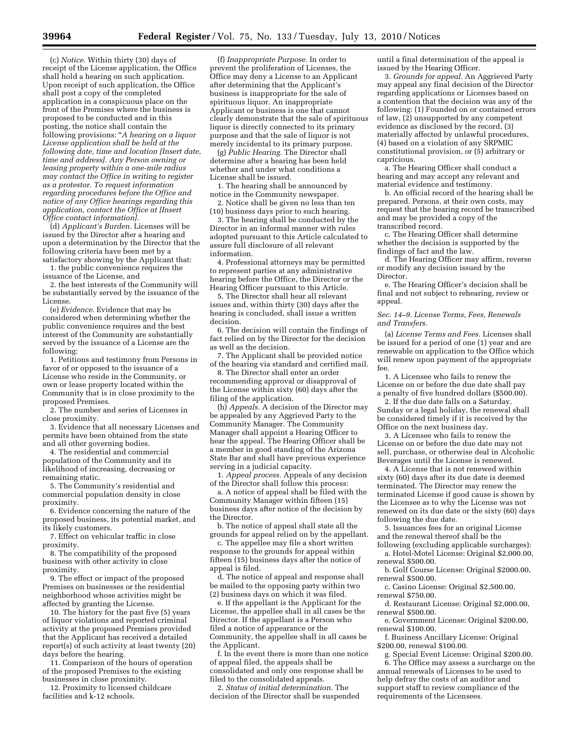(c) *Notice.* Within thirty (30) days of receipt of the License application, the Office shall hold a hearing on such application. Upon receipt of such application, the Office shall post a copy of the completed application in a conspicuous place on the front of the Premises where the business is proposed to be conducted and in this posting, the notice shall contain the following provisions: "*A hearing on a liquor License application shall be held at the following date, time and location [Insert date, time and address]. Any Person owning or leasing property within a one-mile radius may contact the Office in writing to register as a protestor. To request information regarding procedures before the Office and notice of any Office hearings regarding this application, contact the Office at [Insert Office contact information].*

(d) *Applicant's Burden.* Licenses will be issued by the Director after a hearing and upon a determination by the Director that the following criteria have been met by a satisfactory showing by the Applicant that:

1. the public convenience requires the issuance of the License, and

2. the best interests of the Community will be substantially served by the issuance of the License.

(e) *Evidence.* Evidence that may be considered when determining whether the public convenience requires and the best interest of the Community are substantially served by the issuance of a License are the following:

1. Petitions and testimony from Persons in favor of or opposed to the issuance of a License who reside in the Community, or own or lease property located within the Community that is in close proximity to the proposed Premises.

2. The number and series of Licenses in close proximity.

3. Evidence that all necessary Licenses and permits have been obtained from the state and all other governing bodies.

4. The residential and commercial population of the Community and its likelihood of increasing, decreasing or remaining static.

5. The Community's residential and commercial population density in close proximity.

6. Evidence concerning the nature of the proposed business, its potential market, and its likely customers.

7. Effect on vehicular traffic in close proximity.

8. The compatibility of the proposed business with other activity in close proximity.

9. The effect or impact of the proposed Premises on businesses or the residential neighborhood whose activities might be affected by granting the License.

10. The history for the past five (5) years of liquor violations and reported criminal activity at the proposed Premises provided that the Applicant has received a detailed report(s) of such activity at least twenty (20) days before the hearing.

11. Comparison of the hours of operation of the proposed Premises to the existing businesses in close proximity.

12. Proximity to licensed childcare facilities and k-12 schools.

(f) *Inappropriate Purpose.* In order to prevent the proliferation of Licenses, the Office may deny a License to an Applicant after determining that the Applicant's business is inappropriate for the sale of spirituous liquor. An inappropriate Applicant or business is one that cannot clearly demonstrate that the sale of spirituous liquor is directly connected to its primary purpose and that the sale of liquor is not merely incidental to its primary purpose.

(g) *Public Hearing.* The Director shall determine after a hearing has been held whether and under what conditions a License shall be issued.

1. The hearing shall be announced by notice in the Community newspaper.

2. Notice shall be given no less than ten (10) business days prior to such hearing.

3. The hearing shall be conducted by the Director in an informal manner with rules adopted pursuant to this Article calculated to assure full disclosure of all relevant information.

4. Professional attorneys may be permitted to represent parties at any administrative hearing before the Office, the Director or the Hearing Officer pursuant to this Article.

5. The Director shall hear all relevant issues and, within thirty (30) days after the hearing is concluded, shall issue a written decision.

6. The decision will contain the findings of fact relied on by the Director for the decision as well as the decision.

7. The Applicant shall be provided notice of the hearing via standard and certified mail.

8. The Director shall enter an order recommending approval or disapproval of the License within sixty (60) days after the filing of the application.

(h) *Appeals.* A decision of the Director may be appealed by any Aggrieved Party to the Community Manager. The Community Manager shall appoint a Hearing Officer to hear the appeal. The Hearing Officer shall be a member in good standing of the Arizona State Bar and shall have previous experience serving in a judicial capacity.

1. *Appeal process.* Appeals of any decision of the Director shall follow this process:

a. A notice of appeal shall be filed with the Community Manager within fifteen (15) business days after notice of the decision by the Director.

b. The notice of appeal shall state all the grounds for appeal relied on by the appellant.

c. The appellee may file a short written response to the grounds for appeal within fifteen (15) business days after the notice of appeal is filed.

d. The notice of appeal and response shall be mailed to the opposing party within two (2) business days on which it was filed.

e. If the appellant is the Applicant for the License, the appellee shall in all cases be the Director. If the appellant is a Person who filed a notice of appearance or the Community, the appellee shall in all cases be the Applicant.

f. In the event there is more than one notice of appeal filed, the appeals shall be consolidated and only one response shall be filed to the consolidated appeals.

2. *Status of initial determination.* The decision of the Director shall be suspended until a final determination of the appeal is issued by the Hearing Officer.

3. *Grounds for appeal.* An Aggrieved Party may appeal any final decision of the Director regarding applications or Licenses based on a contention that the decision was any of the following: (1) Founded on or contained errors of law, (2) unsupported by any competent evidence as disclosed by the record, (3) materially affected by unlawful procedures, (4) based on a violation of any SRPMIC constitutional provision, or (5) arbitrary or capricious.

a. The Hearing Officer shall conduct a hearing and may accept any relevant and material evidence and testimony.

b. An official record of the hearing shall be prepared. Persons, at their own costs, may request that the hearing record be transcribed and may be provided a copy of the transcribed record.

c. The Hearing Officer shall determine whether the decision is supported by the findings of fact and the law.

d. The Hearing Officer may affirm, reverse or modify any decision issued by the Director.

e. The Hearing Officer's decision shall be final and not subject to rehearing, review or appeal.

### *Sec. 14–9. License Terms, Fees, Renewals and Transfers.*

(a) *License Terms and Fees.* Licenses shall be issued for a period of one (1) year and are renewable on application to the Office which will renew upon payment of the appropriate fee.

1. A Licensee who fails to renew the License on or before the due date shall pay a penalty of five hundred dollars ($500.00).

2. If the due date falls on a Saturday, Sunday or a legal holiday, the renewal shall be considered timely if it is received by the Office on the next business day.

3. A Licensee who fails to renew the License on or before the due date may not sell, purchase, or otherwise deal in Alcoholic Beverages until the License is renewed.

4. A License that is not renewed within sixty (60) days after its due date is deemed terminated. The Director may renew the terminated License if good cause is shown by the Licensee as to why the License was not renewed on its due date or the sixty (60) days following the due date.

5. Issuances fees for an original License and the renewal thereof shall be the following (excluding applicable surcharges):

a. Hotel-Motel License: Original $2,000.00, renewal $500.00.

b. Golf Course License: Original $2000.00, renewal $500.00.

c. Casino License: Original $2,500.00, renewal $750.00.

d. Restaurant License: Original $2,000.00, renewal $500.00.

e. Government License: Original $200.00, renewal $100.00.

f. Business Ancillary License: Original $200.00, renewal $100.00.

g. Special Event License: Original $200.00.

6. The Office may assess a surcharge on the annual renewals of Licenses to be used to help defray the costs of an auditor and support staff to review compliance of the requirements of the Licensees.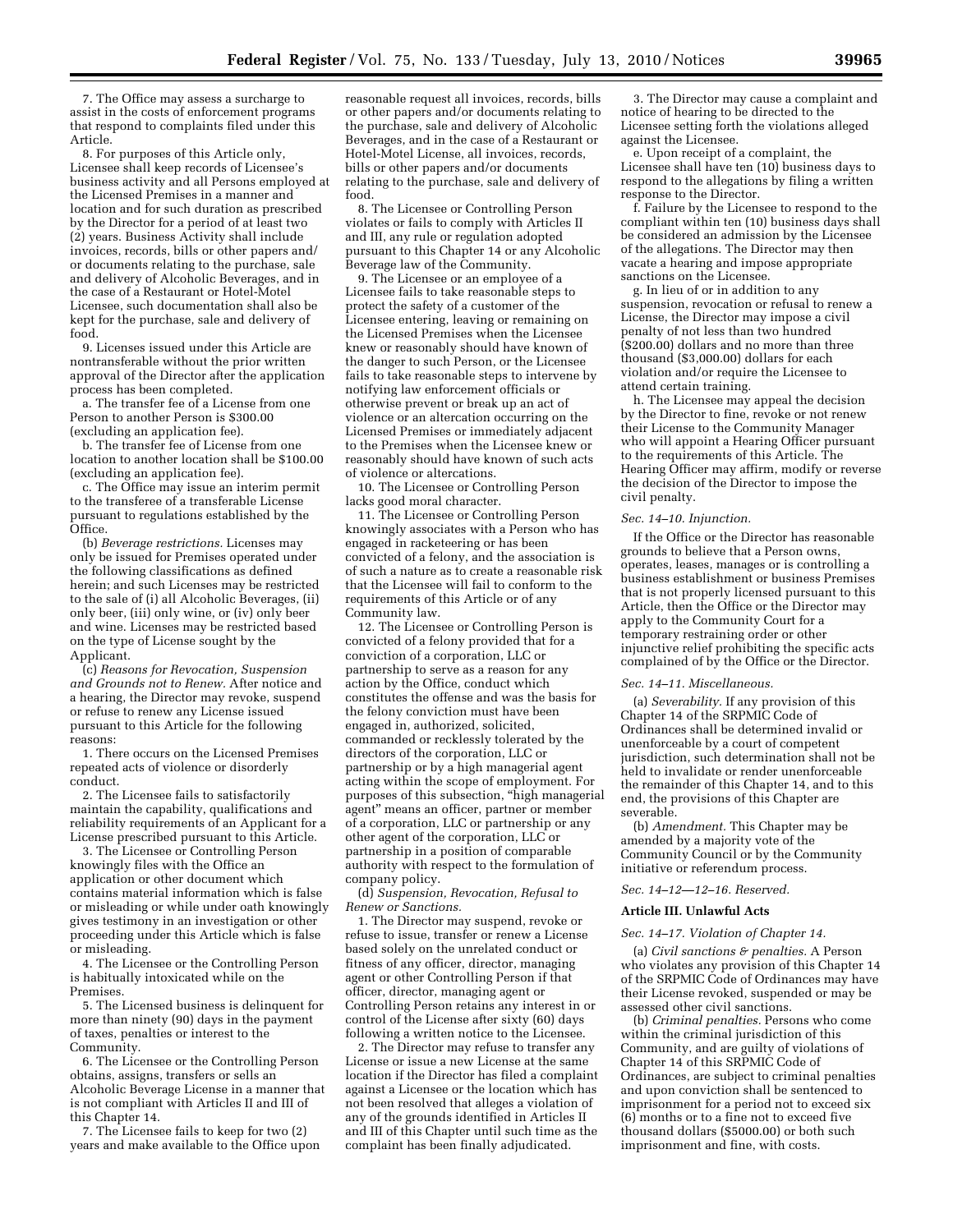7. The Office may assess a surcharge to assist in the costs of enforcement programs that respond to complaints filed under this Article.

8. For purposes of this Article only, Licensee shall keep records of Licensee's business activity and all Persons employed at the Licensed Premises in a manner and location and for such duration as prescribed by the Director for a period of at least two (2) years. Business Activity shall include invoices, records, bills or other papers and/or documents relating to the purchase, sale and delivery of Alcoholic Beverages, and in the case of a Restaurant or Hotel-Motel Licensee, such documentation shall also be kept for the purchase, sale and delivery of food.

9. Licenses issued under this Article are nontransferable without the prior written approval of the Director after the application process has been completed.

a. The transfer fee of a License from one Person to another Person is $300.00 (excluding an application fee).

b. The transfer fee of License from one location to another location shall be $100.00 (excluding an application fee).

c. The Office may issue an interim permit to the transferee of a transferable License pursuant to regulations established by the Office.

(b) *Beverage restrictions.* Licenses may only be issued for Premises operated under the following classifications as defined herein; and such Licenses may be restricted to the sale of (i) all Alcoholic Beverages, (ii) only beer, (iii) only wine, or (iv) only beer and wine. Licenses may be restricted based on the type of License sought by the Applicant.

(c) *Reasons for Revocation, Suspension and Grounds not to Renew.* After notice and a hearing, the Director may revoke, suspend or refuse to renew any License issued pursuant to this Article for the following reasons:

1. There occurs on the Licensed Premises repeated acts of violence or disorderly conduct.

2. The Licensee fails to satisfactorily maintain the capability, qualifications and reliability requirements of an Applicant for a License prescribed pursuant to this Article.

3. The Licensee or Controlling Person knowingly files with the Office an application or other document which contains material information which is false or misleading or while under oath knowingly gives testimony in an investigation or other proceeding under this Article which is false or misleading.

4. The Licensee or the Controlling Person is habitually intoxicated while on the Premises.

5. The Licensed business is delinquent for more than ninety (90) days in the payment of taxes, penalties or interest to the Community.

6. The Licensee or the Controlling Person obtains, assigns, transfers or sells an Alcoholic Beverage License in a manner that is not compliant with Articles II and III of this Chapter 14.

7. The Licensee fails to keep for two (2) years and make available to the Office upon reasonable request all invoices, records, bills or other papers and/or documents relating to the purchase, sale and delivery of Alcoholic Beverages, and in the case of a Restaurant or Hotel-Motel License, all invoices, records, bills or other papers and/or documents relating to the purchase, sale and delivery of food.

8. The Licensee or Controlling Person violates or fails to comply with Articles II and III, any rule or regulation adopted pursuant to this Chapter 14 or any Alcoholic Beverage law of the Community.

9. The Licensee or an employee of a Licensee fails to take reasonable steps to protect the safety of a customer of the Licensee entering, leaving or remaining on the Licensed Premises when the Licensee knew or reasonably should have known of the danger to such Person, or the Licensee fails to take reasonable steps to intervene by notifying law enforcement officials or otherwise prevent or break up an act of violence or an altercation occurring on the Licensed Premises or immediately adjacent to the Premises when the Licensee knew or reasonably should have known of such acts of violence or altercations.

10. The Licensee or Controlling Person lacks good moral character.

11. The Licensee or Controlling Person knowingly associates with a Person who has engaged in racketeering or has been convicted of a felony, and the association is of such a nature as to create a reasonable risk that the Licensee will fail to conform to the requirements of this Article or of any Community law.

12. The Licensee or Controlling Person is convicted of a felony provided that for a conviction of a corporation, LLC or partnership to serve as a reason for any action by the Office, conduct which constitutes the offense and was the basis for the felony conviction must have been engaged in, authorized, solicited, commanded or recklessly tolerated by the directors of the corporation, LLC or partnership or by a high managerial agent acting within the scope of employment. For purposes of this subsection, "high managerial agent" means an officer, partner or member of a corporation, LLC or partnership or any other agent of the corporation, LLC or partnership in a position of comparable authority with respect to the formulation of company policy.

(d) *Suspension, Revocation, Refusal to Renew or Sanctions.*

1. The Director may suspend, revoke or refuse to issue, transfer or renew a License based solely on the unrelated conduct or fitness of any officer, director, managing agent or other Controlling Person if that officer, director, managing agent or Controlling Person retains any interest in or control of the License after sixty (60) days following a written notice to the Licensee.

2. The Director may refuse to transfer any License or issue a new License at the same location if the Director has filed a complaint against a Licensee or the location which has not been resolved that alleges a violation of any of the grounds identified in Articles II and III of this Chapter until such time as the complaint has been finally adjudicated.

3. The Director may cause a complaint and notice of hearing to be directed to the Licensee setting forth the violations alleged against the Licensee.

e. Upon receipt of a complaint, the Licensee shall have ten (10) business days to respond to the allegations by filing a written response to the Director.

f. Failure by the Licensee to respond to the compliant within ten (10) business days shall be considered an admission by the Licensee of the allegations. The Director may then vacate a hearing and impose appropriate sanctions on the Licensee.

g. In lieu of or in addition to any suspension, revocation or refusal to renew a License, the Director may impose a civil penalty of not less than two hundred ($200.00) dollars and no more than three thousand ($3,000.00) dollars for each violation and/or require the Licensee to attend certain training.

h. The Licensee may appeal the decision by the Director to fine, revoke or not renew their License to the Community Manager who will appoint a Hearing Officer pursuant to the requirements of this Article. The Hearing Officer may affirm, modify or reverse the decision of the Director to impose the civil penalty.

*Sec. 14–10. Injunction.*

If the Office or the Director has reasonable grounds to believe that a Person owns, operates, leases, manages or is controlling a business establishment or business Premises that is not properly licensed pursuant to this Article, then the Office or the Director may apply to the Community Court for a temporary restraining order or other injunctive relief prohibiting the specific acts complained of by the Office or the Director.

*Sec. 14–11. Miscellaneous.*

(a) *Severability.* If any provision of this Chapter 14 of the SRPMIC Code of Ordinances shall be determined invalid or unenforceable by a court of competent jurisdiction, such determination shall not be held to invalidate or render unenforceable the remainder of this Chapter 14, and to this end, the provisions of this Chapter are severable.

(b) *Amendment.* This Chapter may be amended by a majority vote of the Community Council or by the Community initiative or referendum process.

*Sec. 14–12—12–16. Reserved.*

**Article III. Unlawful Acts**

*Sec. 14–17. Violation of Chapter 14.*

(a) *Civil sanctions & penalties.* A Person who violates any provision of this Chapter 14 of the SRPMIC Code of Ordinances may have their License revoked, suspended or may be assessed other civil sanctions.

(b) *Criminal penalties.* Persons who come within the criminal jurisdiction of this Community, and are guilty of violations of Chapter 14 of this SRPMIC Code of Ordinances, are subject to criminal penalties and upon conviction shall be sentenced to imprisonment for a period not to exceed six (6) months or to a fine not to exceed five thousand dollars ($5000.00) or both such imprisonment and fine, with costs.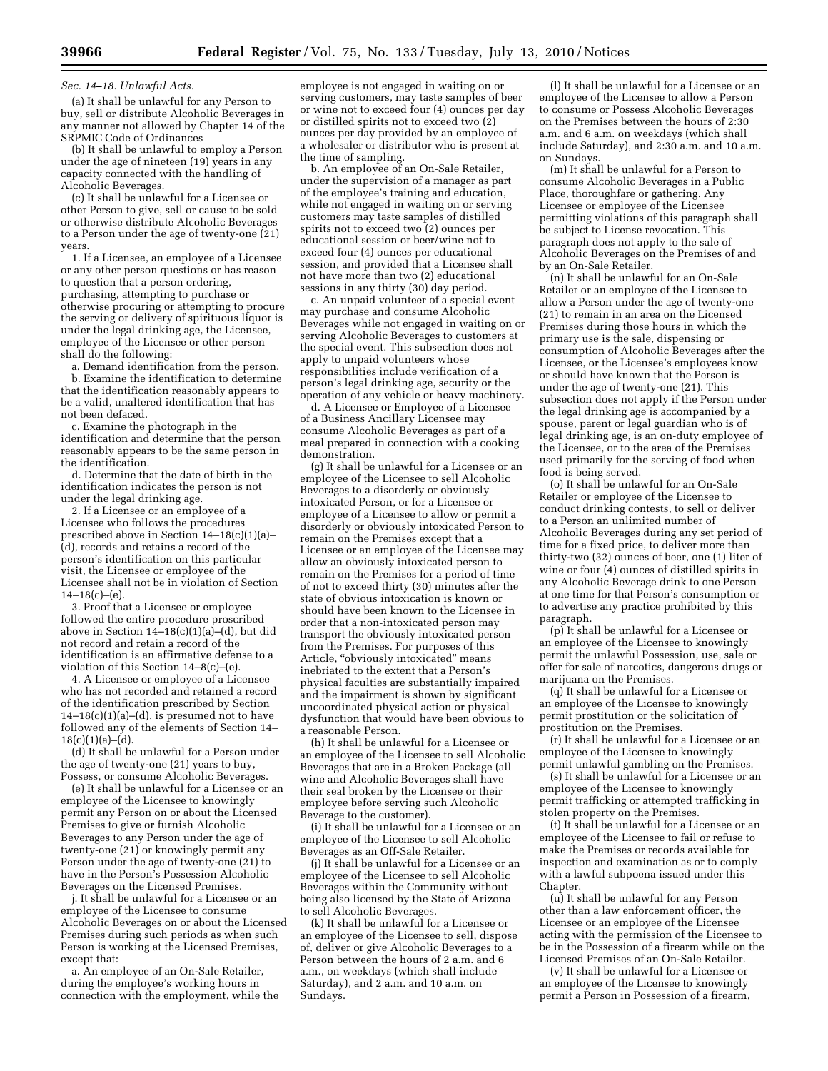*Sec. 14–18. Unlawful Acts.*

(a) It shall be unlawful for any Person to buy, sell or distribute Alcoholic Beverages in any manner not allowed by Chapter 14 of the SRPMIC Code of Ordinances

(b) It shall be unlawful to employ a Person under the age of nineteen (19) years in any capacity connected with the handling of Alcoholic Beverages.

(c) It shall be unlawful for a Licensee or other Person to give, sell or cause to be sold or otherwise distribute Alcoholic Beverages to a Person under the age of twenty-one (21) years.

1. If a Licensee, an employee of a Licensee or any other person questions or has reason to question that a person ordering, purchasing, attempting to purchase or otherwise procuring or attempting to procure the serving or delivery of spirituous liquor is under the legal drinking age, the Licensee, employee of the Licensee or other person shall do the following:

a. Demand identification from the person.

b. Examine the identification to determine that the identification reasonably appears to be a valid, unaltered identification that has not been defaced.

c. Examine the photograph in the identification and determine that the person reasonably appears to be the same person in the identification.

d. Determine that the date of birth in the identification indicates the person is not under the legal drinking age.

2. If a Licensee or an employee of a Licensee who follows the procedures prescribed above in Section 14–18(c)(1)(a)–(d), records and retains a record of the person's identification on this particular visit, the Licensee or employee of the Licensee shall not be in violation of Section 14–18(c)–(e).

3. Proof that a Licensee or employee followed the entire procedure proscribed above in Section 14–18(c)(1)(a)–(d), but did not record and retain a record of the identification is an affirmative defense to a violation of this Section 14–8(c)–(e).

4. A Licensee or employee of a Licensee who has not recorded and retained a record of the identification prescribed by Section 14–18(c)(1)(a)–(d), is presumed not to have followed any of the elements of Section 14–18(c)(1)(a)–(d).

(d) It shall be unlawful for a Person under the age of twenty-one (21) years to buy, Possess, or consume Alcoholic Beverages.

(e) It shall be unlawful for a Licensee or an employee of the Licensee to knowingly permit any Person on or about the Licensed Premises to give or furnish Alcoholic Beverages to any Person under the age of twenty-one (21) or knowingly permit any Person under the age of twenty-one (21) to have in the Person's Possession Alcoholic Beverages on the Licensed Premises.

j. It shall be unlawful for a Licensee or an employee of the Licensee to consume Alcoholic Beverages on or about the Licensed Premises during such periods as when such Person is working at the Licensed Premises, except that:

a. An employee of an On-Sale Retailer, during the employee's working hours in connection with the employment, while the employee is not engaged in waiting on or serving customers, may taste samples of beer or wine not to exceed four (4) ounces per day or distilled spirits not to exceed two (2) ounces per day provided by an employee of a wholesaler or distributor who is present at the time of sampling.

b. An employee of an On-Sale Retailer, under the supervision of a manager as part of the employee's training and education, while not engaged in waiting on or serving customers may taste samples of distilled spirits not to exceed two (2) ounces per educational session or beer/wine not to exceed four (4) ounces per educational session, and provided that a Licensee shall not have more than two (2) educational sessions in any thirty (30) day period.

c. An unpaid volunteer of a special event may purchase and consume Alcoholic Beverages while not engaged in waiting on or serving Alcoholic Beverages to customers at the special event. This subsection does not apply to unpaid volunteers whose responsibilities include verification of a person's legal drinking age, security or the operation of any vehicle or heavy machinery.

d. A Licensee or Employee of a Licensee of a Business Ancillary Licensee may consume Alcoholic Beverages as part of a meal prepared in connection with a cooking demonstration.

(g) It shall be unlawful for a Licensee or an employee of the Licensee to sell Alcoholic Beverages to a disorderly or obviously intoxicated Person, or for a Licensee or employee of a Licensee to allow or permit a disorderly or obviously intoxicated Person to remain on the Premises except that a Licensee or an employee of the Licensee may allow an obviously intoxicated person to remain on the Premises for a period of time of not to exceed thirty (30) minutes after the state of obvious intoxication is known or should have been known to the Licensee in order that a non-intoxicated person may transport the obviously intoxicated person from the Premises. For purposes of this Article, "obviously intoxicated" means inebriated to the extent that a Person's physical faculties are substantially impaired and the impairment is shown by significant uncoordinated physical action or physical dysfunction that would have been obvious to a reasonable Person.

(h) It shall be unlawful for a Licensee or an employee of the Licensee to sell Alcoholic Beverages that are in a Broken Package (all wine and Alcoholic Beverages shall have their seal broken by the Licensee or their employee before serving such Alcoholic Beverage to the customer).

(i) It shall be unlawful for a Licensee or an employee of the Licensee to sell Alcoholic Beverages as an Off-Sale Retailer.

(j) It shall be unlawful for a Licensee or an employee of the Licensee to sell Alcoholic Beverages within the Community without being also licensed by the State of Arizona to sell Alcoholic Beverages.

(k) It shall be unlawful for a Licensee or an employee of the Licensee to sell, dispose of, deliver or give Alcoholic Beverages to a Person between the hours of 2 a.m. and 6 a.m., on weekdays (which shall include Saturday), and 2 a.m. and 10 a.m. on Sundays.

(l) It shall be unlawful for a Licensee or an employee of the Licensee to allow a Person to consume or Possess Alcoholic Beverages on the Premises between the hours of 2:30 a.m. and 6 a.m. on weekdays (which shall include Saturday), and 2:30 a.m. and 10 a.m. on Sundays.

(m) It shall be unlawful for a Person to consume Alcoholic Beverages in a Public Place, thoroughfare or gathering. Any Licensee or employee of the Licensee permitting violations of this paragraph shall be subject to License revocation. This paragraph does not apply to the sale of Alcoholic Beverages on the Premises of and by an On-Sale Retailer.

(n) It shall be unlawful for an On-Sale Retailer or an employee of the Licensee to allow a Person under the age of twenty-one (21) to remain in an area on the Licensed Premises during those hours in which the primary use is the sale, dispensing or consumption of Alcoholic Beverages after the Licensee, or the Licensee's employees know or should have known that the Person is under the age of twenty-one (21). This subsection does not apply if the Person under the legal drinking age is accompanied by a spouse, parent or legal guardian who is of legal drinking age, is an on-duty employee of the Licensee, or to the area of the Premises used primarily for the serving of food when food is being served.

(o) It shall be unlawful for an On-Sale Retailer or employee of the Licensee to conduct drinking contests, to sell or deliver to a Person an unlimited number of Alcoholic Beverages during any set period of time for a fixed price, to deliver more than thirty-two (32) ounces of beer, one (1) liter of wine or four (4) ounces of distilled spirits in any Alcoholic Beverage drink to one Person at one time for that Person's consumption or to advertise any practice prohibited by this paragraph.

(p) It shall be unlawful for a Licensee or an employee of the Licensee to knowingly permit the unlawful Possession, use, sale or offer for sale of narcotics, dangerous drugs or marijuana on the Premises.

(q) It shall be unlawful for a Licensee or an employee of the Licensee to knowingly permit prostitution or the solicitation of prostitution on the Premises.

(r) It shall be unlawful for a Licensee or an employee of the Licensee to knowingly permit unlawful gambling on the Premises.

(s) It shall be unlawful for a Licensee or an employee of the Licensee to knowingly permit trafficking or attempted trafficking in stolen property on the Premises.

(t) It shall be unlawful for a Licensee or an employee of the Licensee to fail or refuse to make the Premises or records available for inspection and examination as or to comply with a lawful subpoena issued under this Chapter.

(u) It shall be unlawful for any Person other than a law enforcement officer, the Licensee or an employee of the Licensee acting with the permission of the Licensee to be in the Possession of a firearm while on the Licensed Premises of an On-Sale Retailer.

(v) It shall be unlawful for a Licensee or an employee of the Licensee to knowingly permit a Person in Possession of a firearm,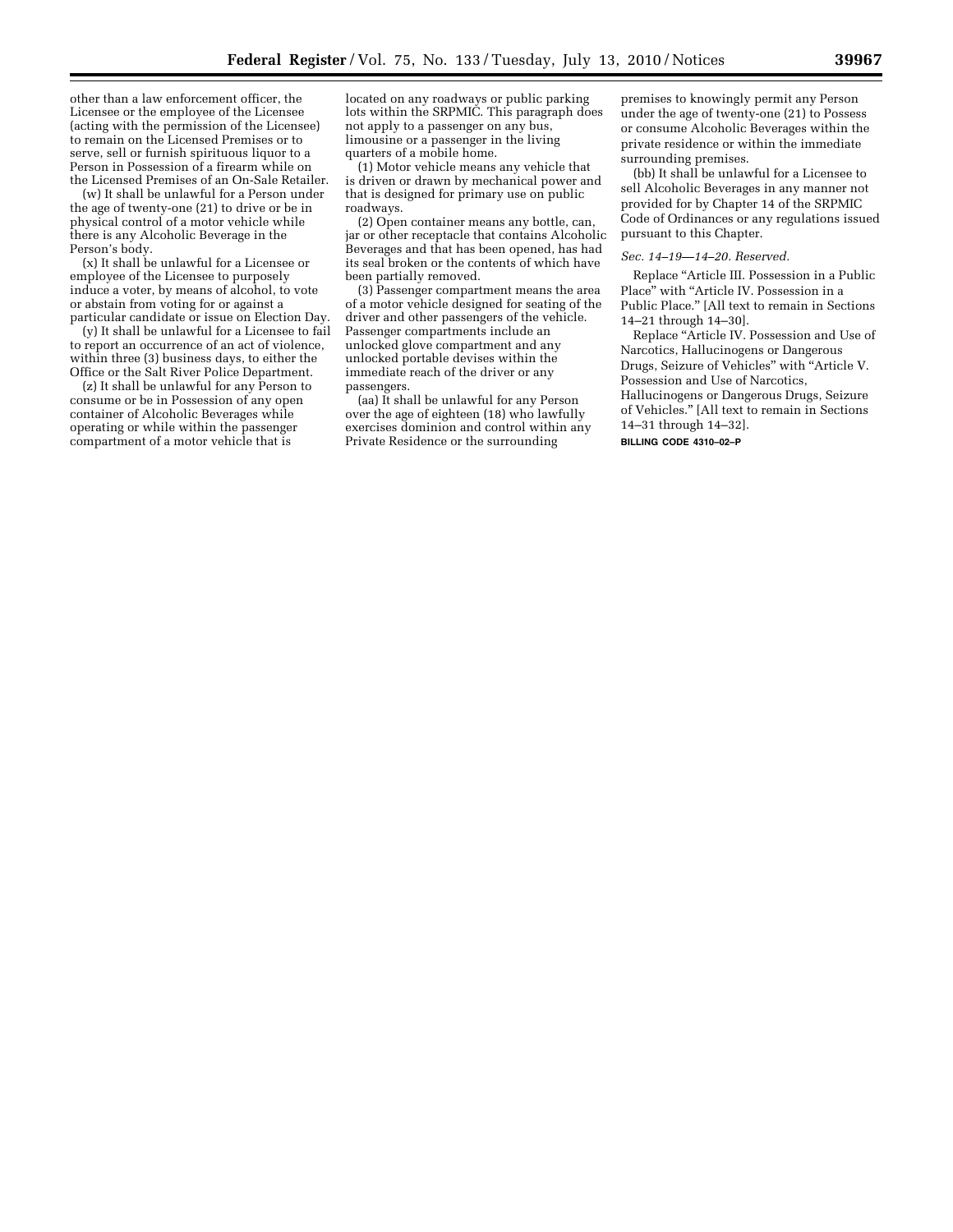other than a law enforcement officer, the Licensee or the employee of the Licensee (acting with the permission of the Licensee) to remain on the Licensed Premises or to serve, sell or furnish spirituous liquor to a Person in Possession of a firearm while on the Licensed Premises of an On-Sale Retailer.

(w) It shall be unlawful for a Person under the age of twenty-one (21) to drive or be in physical control of a motor vehicle while there is any Alcoholic Beverage in the Person's body.

(x) It shall be unlawful for a Licensee or employee of the Licensee to purposely induce a voter, by means of alcohol, to vote or abstain from voting for or against a particular candidate or issue on Election Day.

(y) It shall be unlawful for a Licensee to fail to report an occurrence of an act of violence, within three (3) business days, to either the Office or the Salt River Police Department.

(z) It shall be unlawful for any Person to consume or be in Possession of any open container of Alcoholic Beverages while operating or while within the passenger compartment of a motor vehicle that is located on any roadways or public parking lots within the SRPMIC. This paragraph does not apply to a passenger on any bus, limousine or a passenger in the living quarters of a mobile home.

(1) Motor vehicle means any vehicle that is driven or drawn by mechanical power and that is designed for primary use on public roadways.

(2) Open container means any bottle, can, jar or other receptacle that contains Alcoholic Beverages and that has been opened, has had its seal broken or the contents of which have been partially removed.

(3) Passenger compartment means the area of a motor vehicle designed for seating of the driver and other passengers of the vehicle. Passenger compartments include an unlocked glove compartment and any unlocked portable devises within the immediate reach of the driver or any passengers.

(aa) It shall be unlawful for any Person over the age of eighteen (18) who lawfully exercises dominion and control within any Private Residence or the surrounding premises to knowingly permit any Person under the age of twenty-one (21) to Possess or consume Alcoholic Beverages within the private residence or within the immediate surrounding premises.

(bb) It shall be unlawful for a Licensee to sell Alcoholic Beverages in any manner not provided for by Chapter 14 of the SRPMIC Code of Ordinances or any regulations issued pursuant to this Chapter.

*Sec. 14–19—14–20. Reserved.*

Replace "Article III. Possession in a Public Place" with "Article IV. Possession in a Public Place." [All text to remain in Sections 14–21 through 14–30].

Replace "Article IV. Possession and Use of Narcotics, Hallucinogens or Dangerous Drugs, Seizure of Vehicles" with "Article V. Possession and Use of Narcotics, Hallucinogens or Dangerous Drugs, Seizure of Vehicles." [All text to remain in Sections 14–31 through 14–32].

**BILLING CODE 4310–02–P**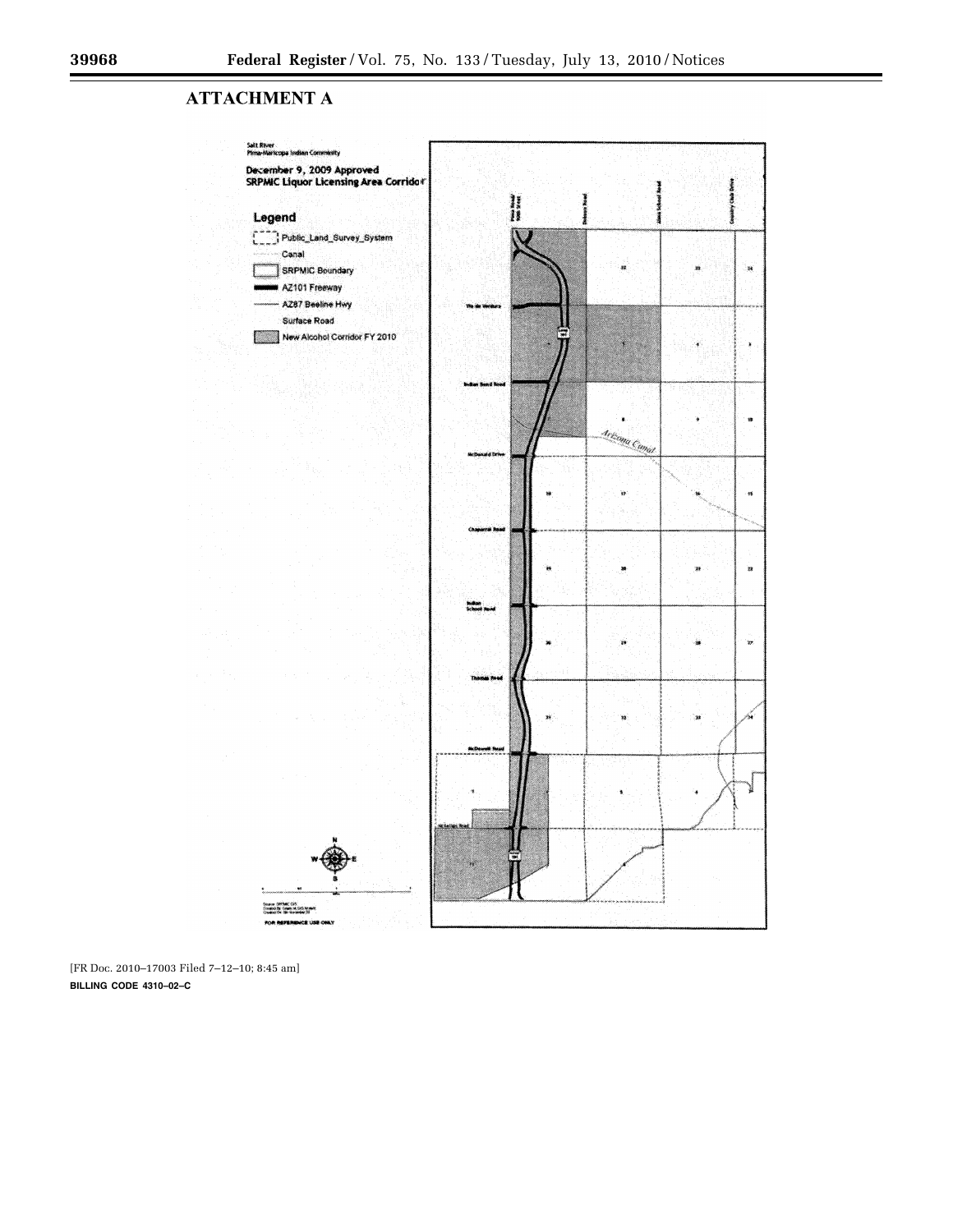# ATTACHMENT A

Salt River
Pima-Maricopa Indian Community

December 9, 2009 Approved
SRPMIC Liquor Licensing Area Corridor

Legend

Public_Land_Survey_System

Canal

SRPMIC Boundary

AZ101 Freeway

AZ87 Beeline Hwy

Surface Road

New Alcohol Corridor FY 2010

Pima Road/ 56th Street

Dobson Road

Alma School Road

Country Club Drive

Via de Ventura

Indian Bend Road

McDonald Drive

Chaparral Road

Indian School Road

Thomas Road

McDowell Road

McKellips Road

Arizona Canal

FOR REFERENCE USE ONLY

[FR Doc. 2010–17003 Filed 7–12–10; 8:45 am]

**BILLING CODE 4310–02–C**